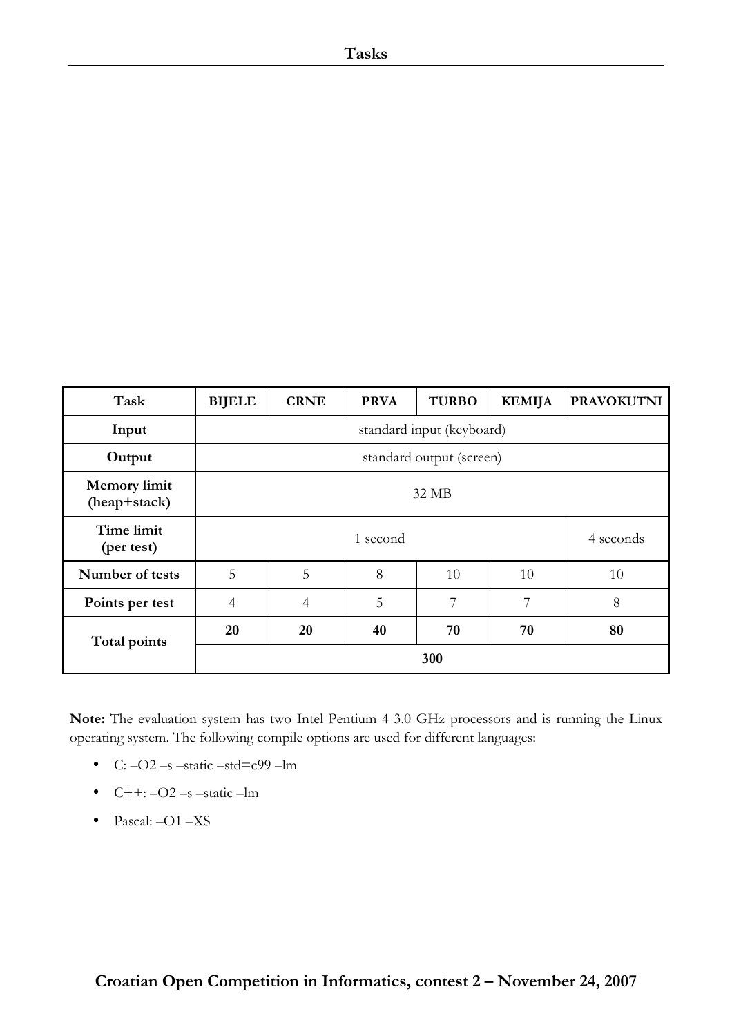# Tasks

| Task | BIJELE | CRNE | PRVA | TURBO | KEMIJA | PRAVOKUTNI |
|---|---|---|---|---|---|---|
| **Input** | standard input (keyboard) | | | | | |
| **Output** | standard output (screen) | | | | | |
| **Memory limit (heap+stack)** | 32 MB | | | | | |
| **Time limit (per test)** | 1 second | | | | | 4 seconds |
| **Number of tests** | 5 | 5 | 8 | 10 | 10 | 10 |
| **Points per test** | 4 | 4 | 5 | 7 | 7 | 8 |
| **Total points** | **20** | **20** | **40** | **70** | **70** | **80** |
| | **300** | | | | | |

**Note:** The evaluation system has two Intel Pentium 4 3.0 GHz processors and is running the Linux operating system. The following compile options are used for different languages:

- C: –O2 –s –static –std=c99 –lm
- C++: –O2 –s –static –lm
- Pascal: –O1 –XS

**Croatian Open Competition in Informatics, contest 2 – November 24, 2007**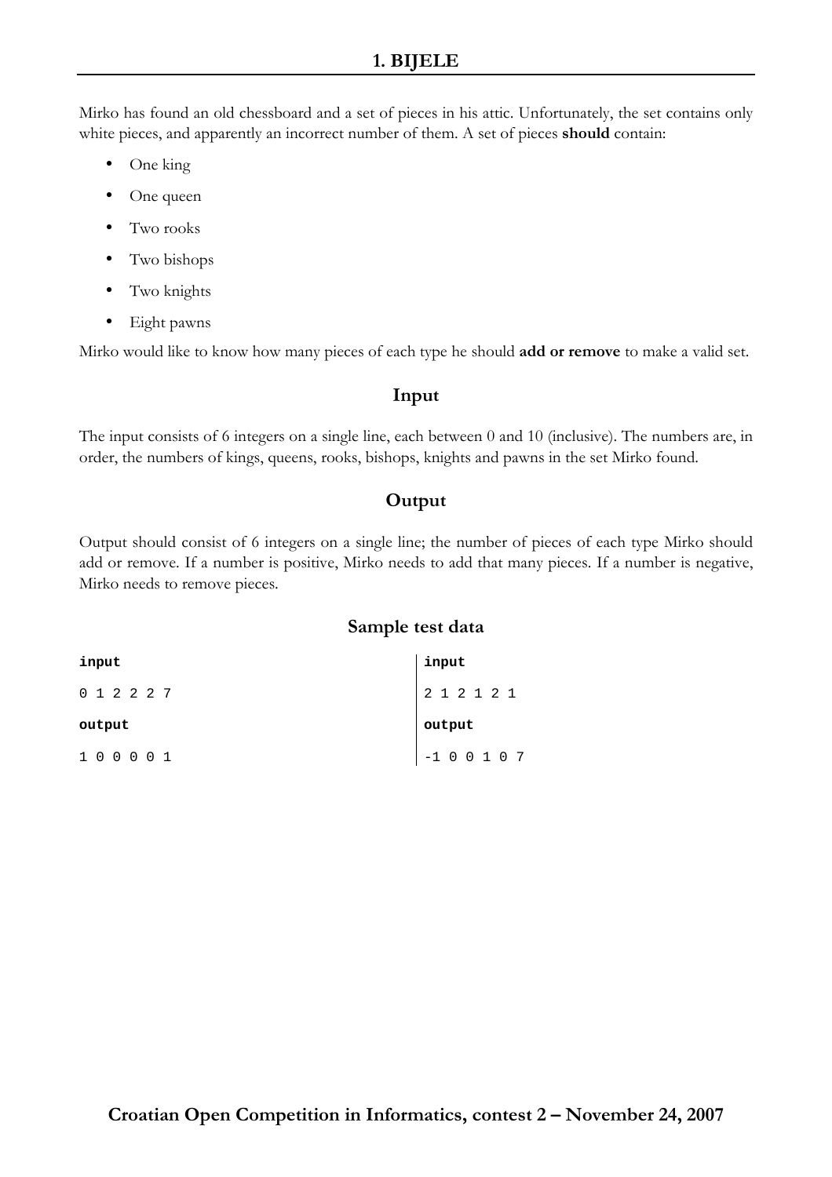# 1. BIJELE

Mirko has found an old chessboard and a set of pieces in his attic. Unfortunately, the set contains only white pieces, and apparently an incorrect number of them. A set of pieces **should** contain:

- One king
- One queen
- Two rooks
- Two bishops
- Two knights
- Eight pawns

Mirko would like to know how many pieces of each type he should **add or remove** to make a valid set.

## Input

The input consists of 6 integers on a single line, each between 0 and 10 (inclusive). The numbers are, in order, the numbers of kings, queens, rooks, bishops, knights and pawns in the set Mirko found.

## Output

Output should consist of 6 integers on a single line; the number of pieces of each type Mirko should add or remove. If a number is positive, Mirko needs to add that many pieces. If a number is negative, Mirko needs to remove pieces.

## Sample test data

**input**

```
0 1 2 2 2 7
```

**output**

```
1 0 0 0 0 1
```

**input**

```
2 1 2 1 2 1
```

**output**

```
-1 0 0 1 0 7
```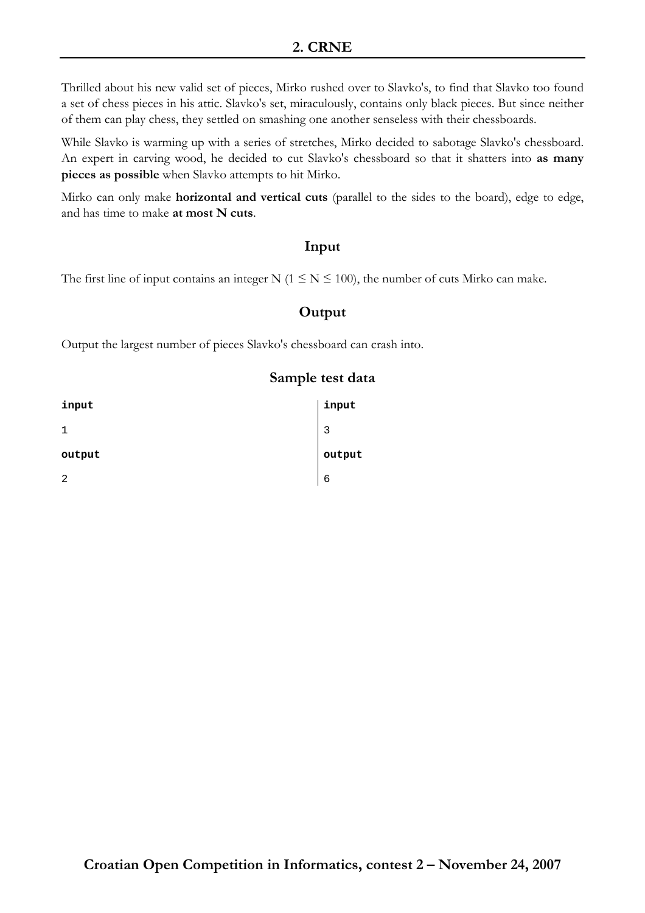## 2. CRNE

Thrilled about his new valid set of pieces, Mirko rushed over to Slavko's, to find that Slavko too found a set of chess pieces in his attic. Slavko's set, miraculously, contains only black pieces. But since neither of them can play chess, they settled on smashing one another senseless with their chessboards.

While Slavko is warming up with a series of stretches, Mirko decided to sabotage Slavko's chessboard. An expert in carving wood, he decided to cut Slavko's chessboard so that it shatters into **as many pieces as possible** when Slavko attempts to hit Mirko.

Mirko can only make **horizontal and vertical cuts** (parallel to the sides to the board), edge to edge, and has time to make **at most N cuts**.

### Input

The first line of input contains an integer N ($1 \leq N \leq 100$), the number of cuts Mirko can make.

### Output

Output the largest number of pieces Slavko's chessboard can crash into.

### Sample test data

**input**

```
1
```

**output**

```
2
```

**input**

```
3
```

**output**

```
6
```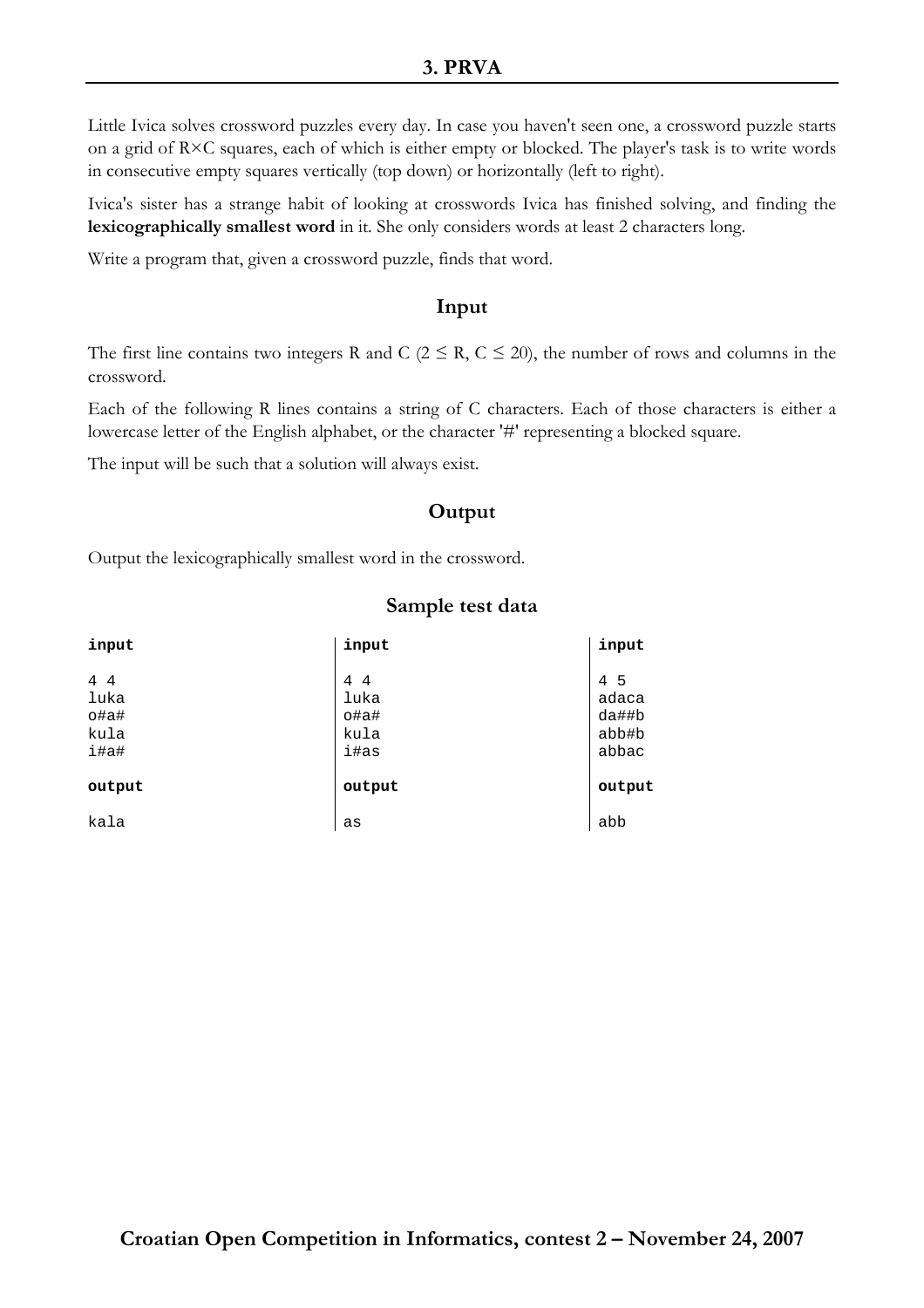# 3. PRVA

Little Ivica solves crossword puzzles every day. In case you haven't seen one, a crossword puzzle starts on a grid of R×C squares, each of which is either empty or blocked. The player's task is to write words in consecutive empty squares vertically (top down) or horizontally (left to right).

Ivica's sister has a strange habit of looking at crosswords Ivica has finished solving, and finding the **lexicographically smallest word** in it. She only considers words at least 2 characters long.

Write a program that, given a crossword puzzle, finds that word.

## Input

The first line contains two integers R and C ($2 \leq R, C \leq 20$), the number of rows and columns in the crossword.

Each of the following R lines contains a string of C characters. Each of those characters is either a lowercase letter of the English alphabet, or the character '#' representing a blocked square.

The input will be such that a solution will always exist.

## Output

Output the lexicographically smallest word in the crossword.

## Sample test data

**input**

```
4 4
luka
o#a#
kula
i#a#
```

**output**

```
kala
```

**input**

```
4 4
luka
o#a#
kula
i#as
```

**output**

```
as
```

**input**

```
4 5
adaca
da##b
abb#b
abbac
```

**output**

```
abb
```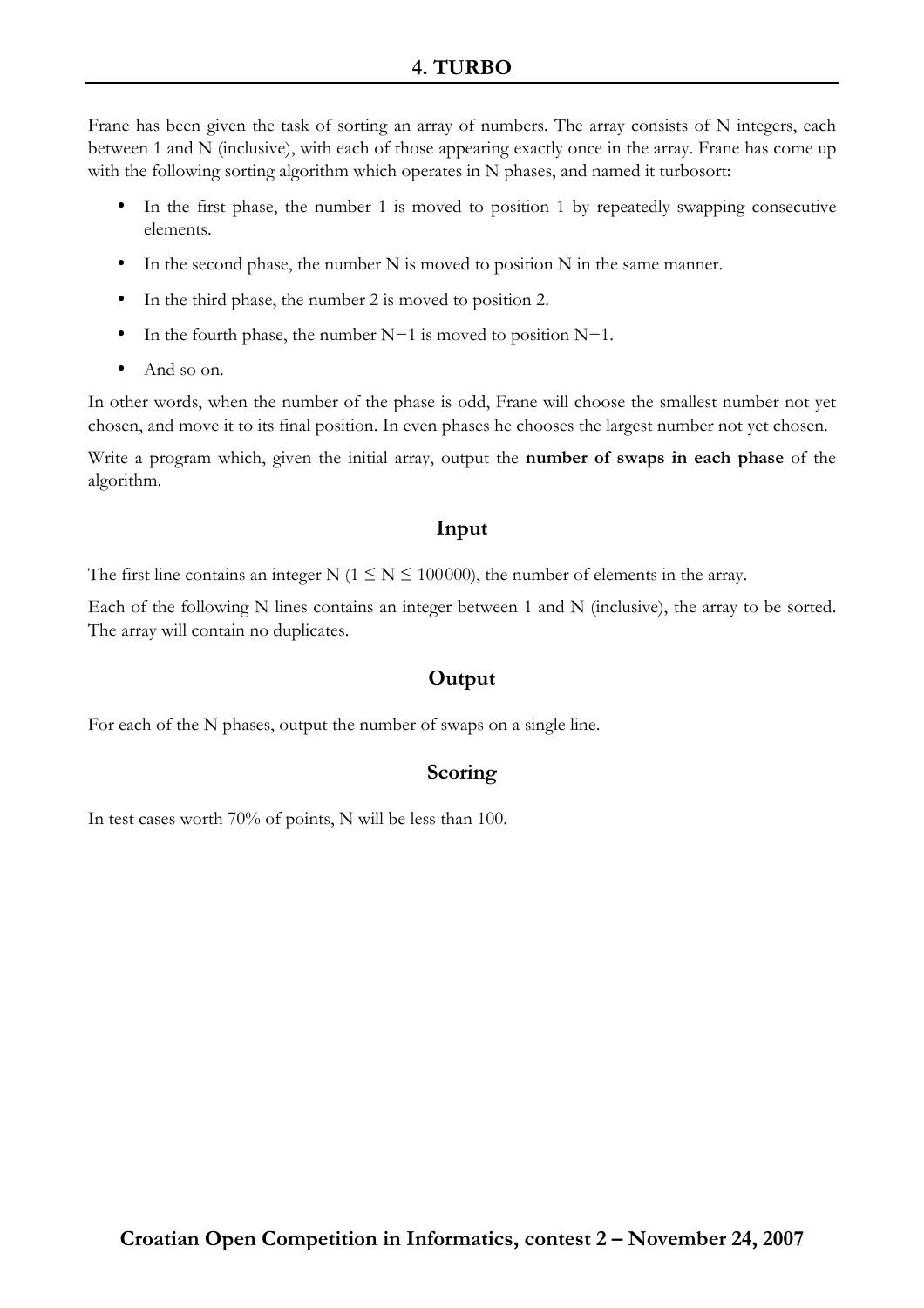## 4. TURBO

Frane has been given the task of sorting an array of numbers. The array consists of N integers, each between 1 and N (inclusive), with each of those appearing exactly once in the array. Frane has come up with the following sorting algorithm which operates in N phases, and named it turbosort:

- In the first phase, the number 1 is moved to position 1 by repeatedly swapping consecutive elements.
- In the second phase, the number N is moved to position N in the same manner.
- In the third phase, the number 2 is moved to position 2.
- In the fourth phase, the number N−1 is moved to position N−1.
- And so on.

In other words, when the number of the phase is odd, Frane will choose the smallest number not yet chosen, and move it to its final position. In even phases he chooses the largest number not yet chosen.

Write a program which, given the initial array, output the **number of swaps in each phase** of the algorithm.

### Input

The first line contains an integer N ($1 \le N \le 100000$), the number of elements in the array.

Each of the following N lines contains an integer between 1 and N (inclusive), the array to be sorted. The array will contain no duplicates.

### Output

For each of the N phases, output the number of swaps on a single line.

### Scoring

In test cases worth 70% of points, N will be less than 100.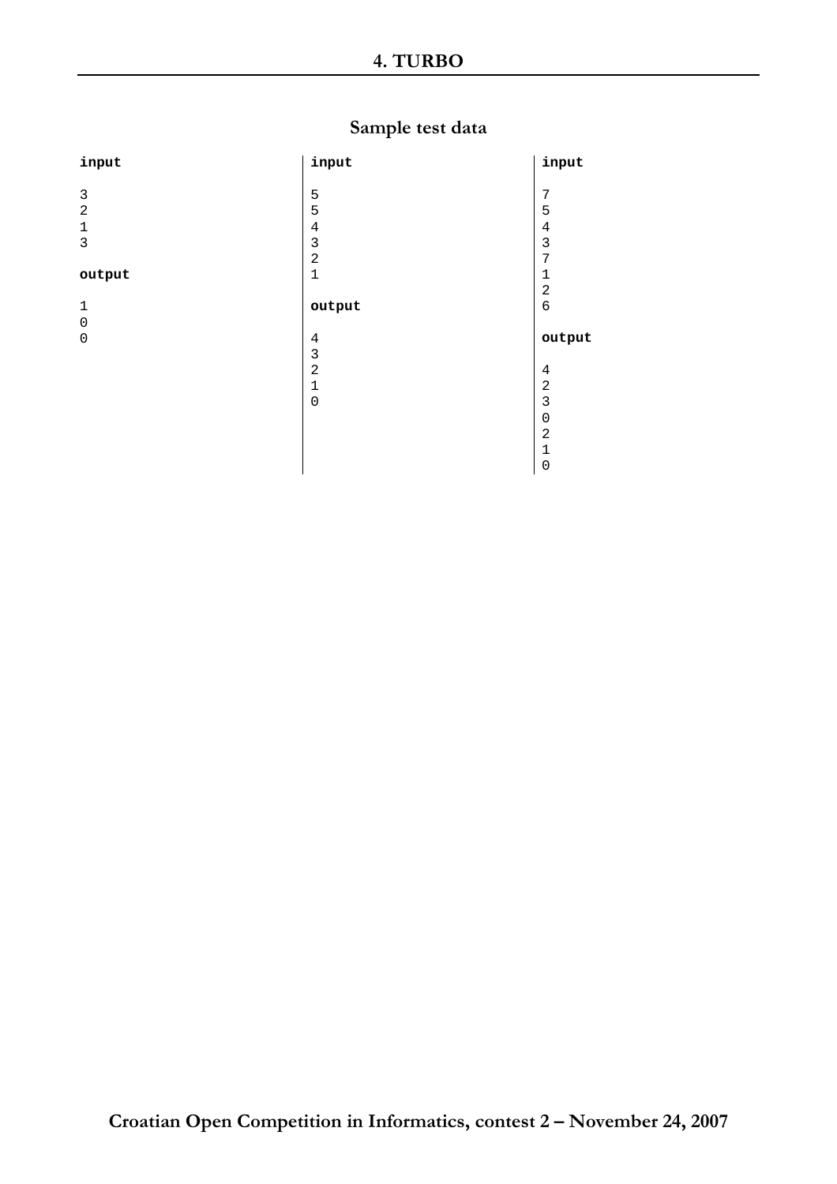# 4. TURBO

## Sample test data

```
input

3
2
1
3

output

1
0
0
```

```
input

5
5
4
3
2
1

output

4
3
2
1
0
```

```
input

7
5
4
3
7
1
2
6

output

4
2
3
0
2
1
0
```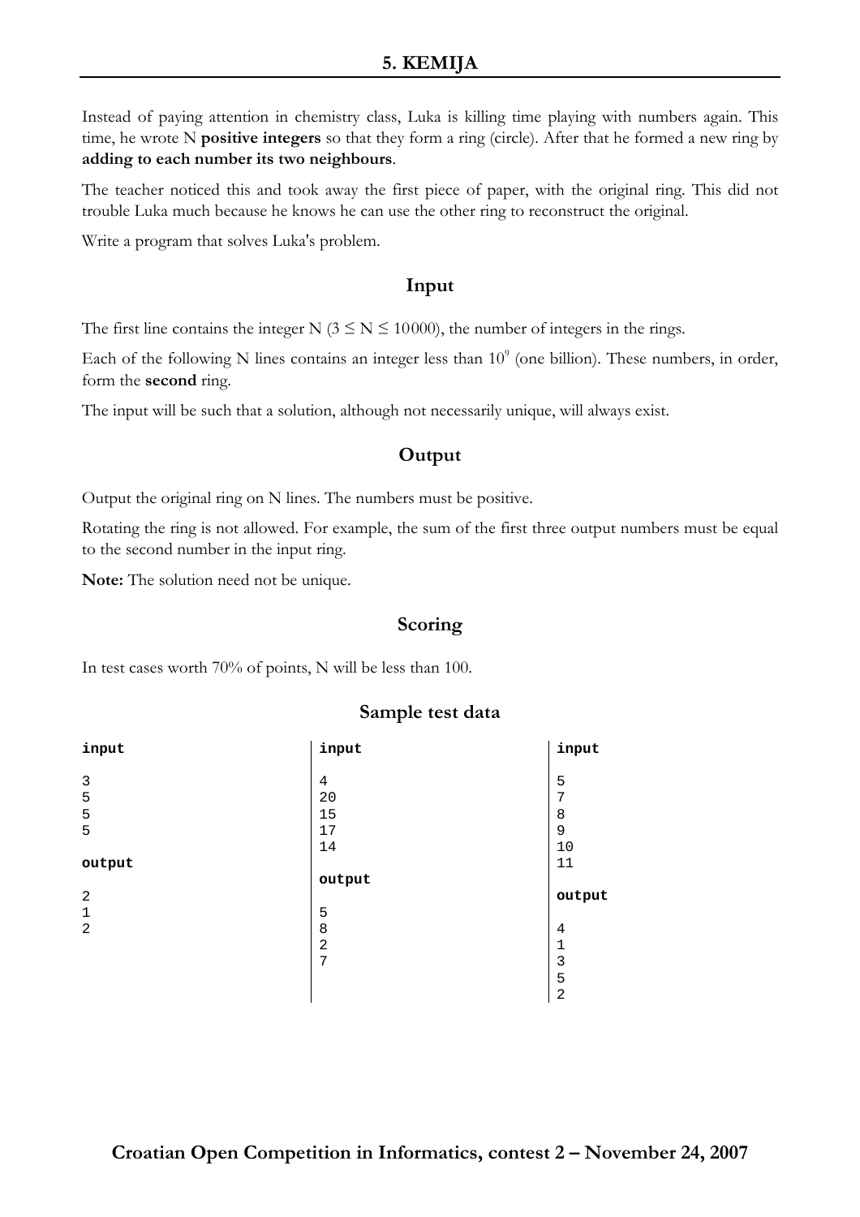# 5. KEMIJA

Instead of paying attention in chemistry class, Luka is killing time playing with numbers again. This time, he wrote N **positive integers** so that they form a ring (circle). After that he formed a new ring by **adding to each number its two neighbours**.

The teacher noticed this and took away the first piece of paper, with the original ring. This did not trouble Luka much because he knows he can use the other ring to reconstruct the original.

Write a program that solves Luka's problem.

## Input

The first line contains the integer N ($3 \leq N \leq 10000$), the number of integers in the rings.

Each of the following N lines contains an integer less than $10^9$ (one billion). These numbers, in order, form the **second** ring.

The input will be such that a solution, although not necessarily unique, will always exist.

## Output

Output the original ring on N lines. The numbers must be positive.

Rotating the ring is not allowed. For example, the sum of the first three output numbers must be equal to the second number in the input ring.

**Note:** The solution need not be unique.

## Scoring

In test cases worth 70% of points, N will be less than 100.

## Sample test data

```
input

3
5
5
5

output

2
1
2
```

```
input

4
20
15
17
14

output

5
8
2
7
```

```
input

5
7
8
9
10
11

output

4
1
3
5
2
```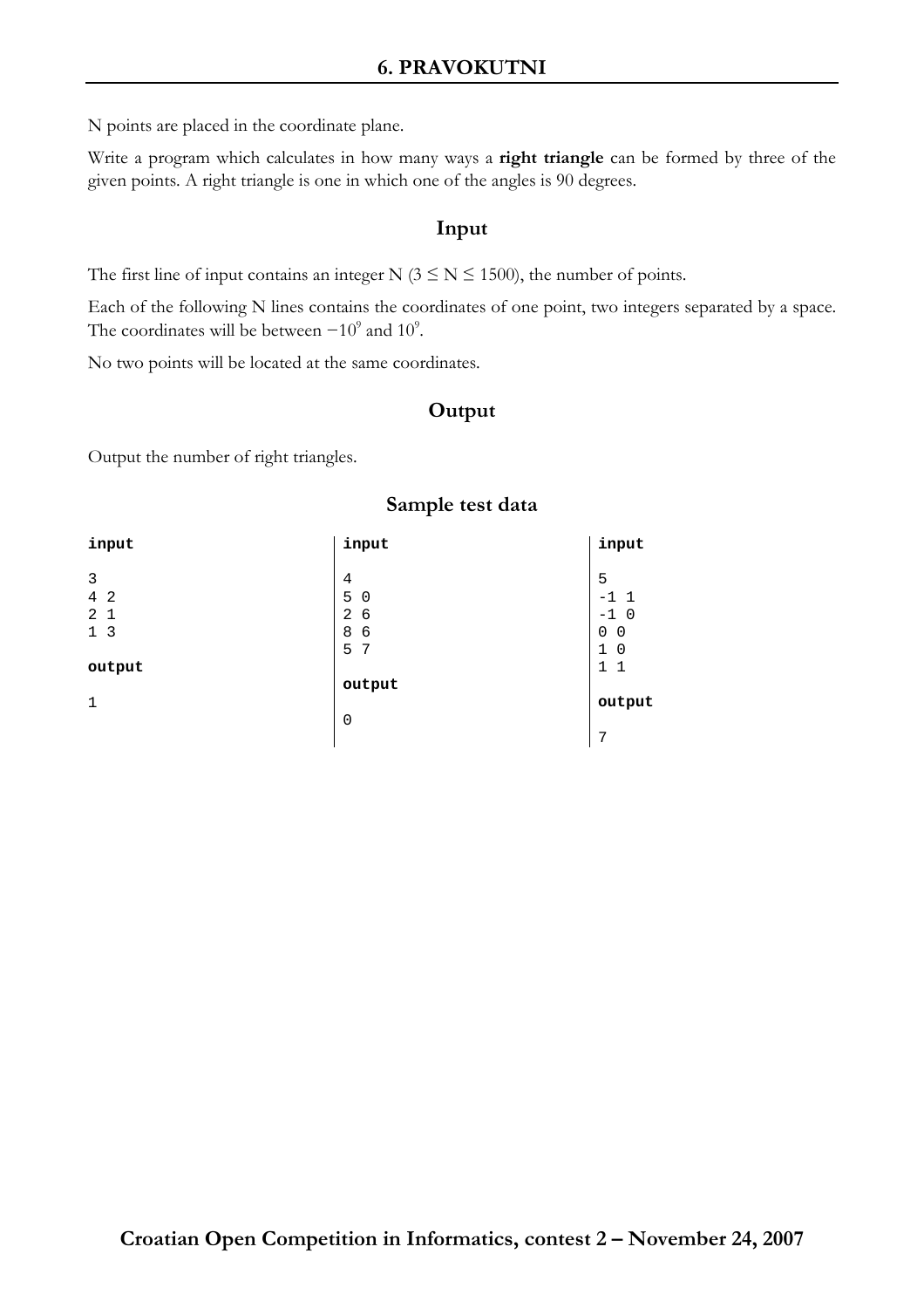## 6. PRAVOKUTNI

N points are placed in the coordinate plane.

Write a program which calculates in how many ways a **right triangle** can be formed by three of the given points. A right triangle is one in which one of the angles is 90 degrees.

### Input

The first line of input contains an integer N ($3 \le N \le 1500$), the number of points.

Each of the following N lines contains the coordinates of one point, two integers separated by a space. The coordinates will be between $-10^9$ and $10^9$.

No two points will be located at the same coordinates.

### Output

Output the number of right triangles.

### Sample test data

**input**

```
3
4 2
2 1
1 3
```

**output**

```
1
```

**input**

```
4
5 0
2 6
8 6
5 7
```

**output**

```
0
```

**input**

```
5
-1 1
-1 0
0 0
1 0
1 1
```

**output**

```
7
```